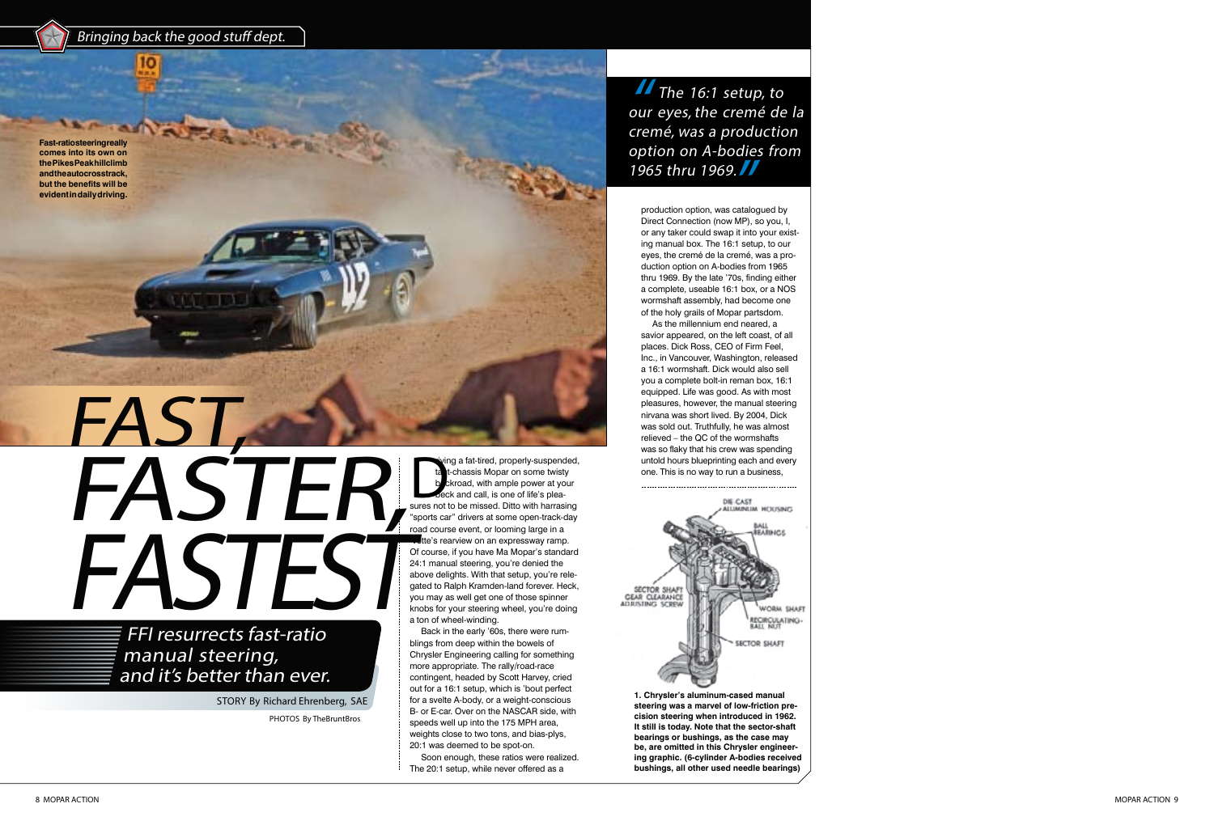*Bringing back the good stuff dept.*

**Fast-ratio steering really comes into its own on the Pikes Peak hillclimb and the autocross track, but the benefits will be evident in daily driving.**

# *FAST, FASTER, FASTEST*

## *FFI resurrects fast-ratio manual steering, and it's better than ever.*

STORY By Richard Ehrenberg, SAE

PHOTOS By TheBruntBros

Driving a fat-tired, properly-suspended, taut-chassis Mopar on some twisty backroad, with ample power at your beck and call, is one of life's pleasures not to be missed. Ditto with harrasing "sports car" drivers at some open-track-day road course event, or looming large in a 'Vette's rearview on an expressway ramp. Of course, if you have Ma Mopar's standard 24:1 manual steering, you're denied the above delights. With that setup, you're relegated to Ralph Kramden-land forever. Heck, you may as well get one of those spinner knobs for your steering wheel, you're doing a ton of wheel-winding.

Back in the early '60s, there were rumblings from deep within the bowels of Chrysler Engineering calling for something more appropriate. The rally/road-race contingent, headed by Scott Harvey, cried out for a 16:1 setup, which is 'bout perfect for a svelte A-body, or a weight-conscious B- or E-car. Over on the NASCAR side, with speeds well up into the 175 MPH area, weights close to two tons, and bias-plys, 20:1 was deemed to be spot-on.

Soon enough, these ratios were realized. The 20:1 setup, while never offered as a production option, was catalogued by Direct Connection (now MP), so you, I, or any taker could swap it into your existing manual box. The 16:1 setup, to our eyes, the cremé de la cremé, was a production option on A-bodies from 1965 thru 1969. By the late '70s, finding either a complete, useable 16:1 box, or a NOS wormshaft assembly, had become one of the holy grails of Mopar partsdom.

> *"The 16:1 setup, to our eyes, the cremé de la cremé, was a production option on A-bodies from 1965 thru 1969."*

As the millennium end neared, a savior appeared, on the left coast, of all places. Dick Ross, CEO of Firm Feel, Inc., in Vancouver, Washington, released a 16:1 wormshaft. Dick would also sell you a complete bolt-in reman box, 16:1 equipped. Life was good. As with most pleasures, however, the manual steering nirvana was short lived. By 2004, Dick was sold out. Truthfully, he was almost relieved – the QC of the wormshafts was so flaky that his crew was spending untold hours blueprinting each and every one. This is no way to run a business,

**1. Chrysler's aluminum-cased manual steering was a marvel of low-friction precision steering when introduced in 1962. It still is today. Note that the sector-shaft bearings or bushings, as the case may be, are omitted in this Chrysler engineering graphic. (6-cylinder A-bodies received bushings, all other used needle bearings)**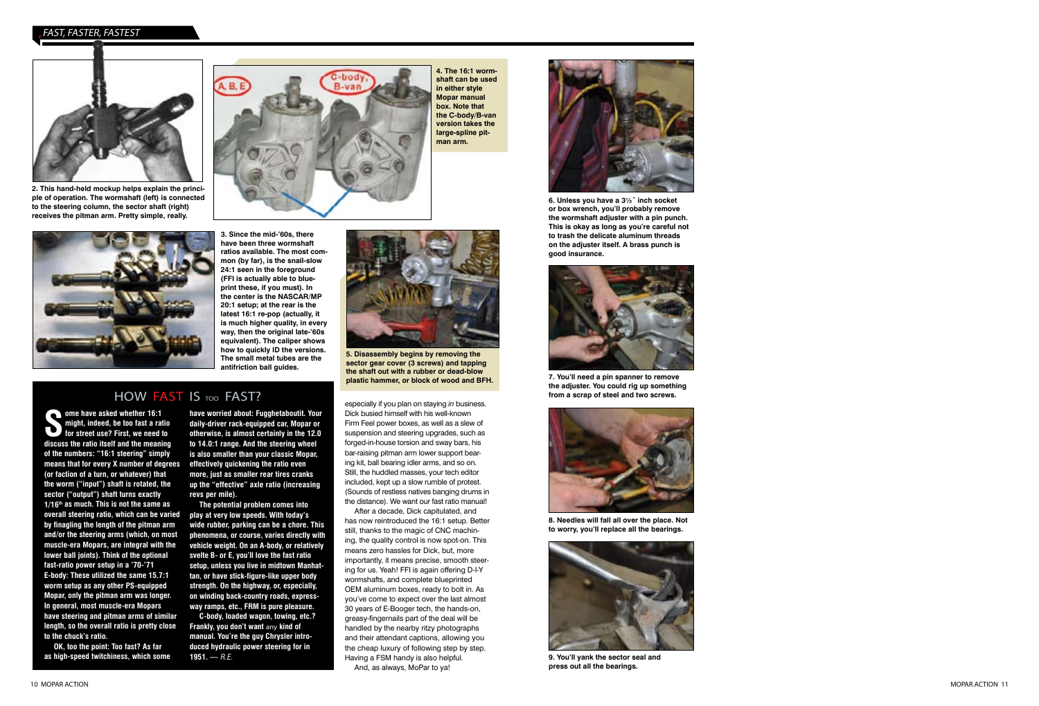2. This hand-held mockup helps explain the principle of operation. The wormshaft (left) is connected to the steering column, the sector shaft (right) receives the pitman arm. Pretty simple, really.

4. The 16:1 wormshaft can be used in either style Mopar manual box. Note that the C-body/B-van version takes the large-spline pitman arm.

3. Since the mid-'60s, there have been three wormshaft ratios available. The most common (by far), is the snail-slow 24:1 seen in the foreground (FFI is actually able to blueprint these, if you must). In the center is the NASCAR/MP 20:1 setup; at the rear is the latest 16:1 re-pop (actually, it is much higher quality, in every way, then the original late-'60s equivalent). The caliper shows how to quickly ID the versions. The small metal tubes are the antifriction ball guides.

5. Disassembly begins by removing the sector gear cover (3 screws) and tapping the shaft out with a rubber or dead-blow plastic hammer, or block of wood and BFH.

## HOW FAST IS TOO FAST?

**Some have asked whether 16:1 might, indeed, be too fast a ratio for street use? First, we need to discuss the ratio itself and the meaning of the numbers: "16:1 steering" simply means that for every X number of degrees (or faction of a turn, or whatever) that the worm ("input") shaft is rotated, the sector ("output") shaft turns exactly 1/16th as much. This is not the same as overall steering ratio, which can be varied by finagling the length of the pitman arm and/or the steering arms (which, on most muscle-era Mopars, are integral with the lower ball joints). Think of the optional fast-ratio power setup in a '70-'71 E-body: These utilized the same 15.7:1 worm setup as any other PS-equipped Mopar, only the pitman arm was longer. In general, most muscle-era Mopars have steering and pitman arms of similar length, so the overall ratio is pretty close to the chuck's ratio.**

**OK, too the point: Too fast? As far as high-speed twitchiness, which some have worried about: Fugghetaboutit. Your daily-driver rack-equipped car, Mopar or otherwise, is almost certainly in the 12.0 to 14.0:1 range. And the steering wheel is also smaller than your classic Mopar, effectively quickening the ratio even more, just as smaller rear tires cranks up the "effective" axle ratio (increasing revs per mile).**

**The potential problem comes into play at very low speeds. With today's wide rubber, parking can be a chore. This phenomena, or course, varies directly with vehicle weight. On an A-body, or relatively svelte B- or E, you'll love the fast ratio setup, unless you live in midtown Manhattan, or have stick-figure-like upper body strength. On the highway, or, especially, on winding back-country roads, expressway ramps, etc., FRM is pure pleasure.**

**C-body, loaded wagon, towing, etc.? Frankly, you don't want *any* kind of manual. You're the guy Chrysler introduced hydraulic power steering for in 1951. — *R.E.***

especially if you plan on staying *in* business. Dick busied himself with his well-known Firm Feel power boxes, as well as a slew of suspension and steering upgrades, such as forged-in-house torsion and sway bars, his bar-raising pitman arm lower support bearing kit, ball bearing idler arms, and so on. Still, the huddled masses, your tech editor included, kept up a slow rumble of protest. (Sounds of restless natives banging drums in the distance). We want our fast ratio manual!

After a decade, Dick capitulated, and has now reintroduced the 16:1 setup. Better still, thanks to the magic of CNC machining, the quality control is now spot-on. This means zero hassles for Dick, but, more importantly, it means precise, smooth steering for us. Yeah! FFI is again offering D-I-Y wormshafts, and complete blueprinted OEM aluminum boxes, ready to bolt in. As you've come to expect over the last almost 30 years of E-Booger tech, the hands-on, greasy-fingernails part of the deal will be handled by the nearby ritzy photographs and their attendant captions, allowing you the cheap luxury of following step by step. Having a FSM handy is also helpful.

And, as always, MoPar to ya!

6. Unless you have a 3½" inch socket or box wrench, you'll probably remove the wormshaft adjuster with a pin punch. This is okay as long as you're careful not to trash the delicate aluminum threads on the adjuster itself. A brass punch is good insurance.

7. You'll need a pin spanner to remove the adjuster. You could rig up something from a scrap of steel and two screws.

8. Needles will fall all over the place. Not to worry, you'll replace all the bearings.

9. You'll yank the sector seal and press out all the bearings.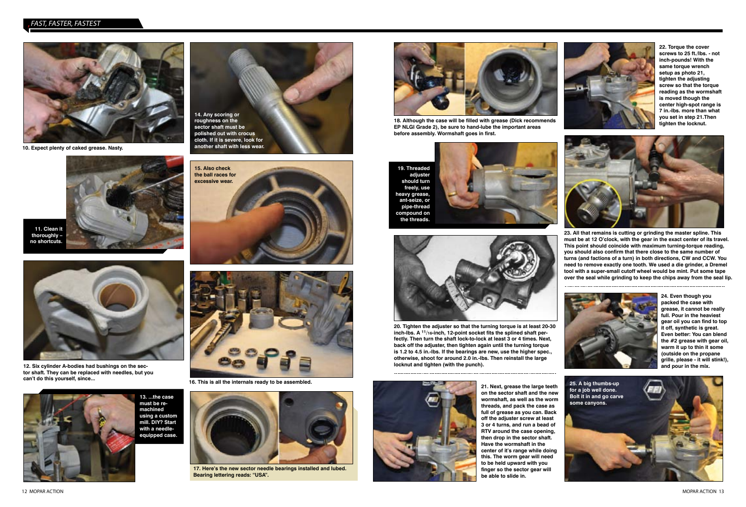10. Expect plenty of caked grease. Nasty.

11. Clean it thoroughly – no shortcuts.

12. Six cylinder A-bodies had bushings on the sector shaft. They can be replaced with needles, but you can't do this yourself, since...

13. ...the case must be re-machined using a custom mill. DIY? Start with a needle-equipped case.

14. Any scoring or roughness on the sector shaft must be polished out with crocus cloth. If it is severe, look for another shaft with less wear.

15. Also check the ball races for excessive wear.

16. This is all the internals ready to be assembled.

17. Here's the new sector needle bearings installed and lubed. Bearing lettering reads: "USA".

18. Although the case will be filled with grease (Dick recommends EP NLGI Grade 2), be sure to hand-lube the important areas before assembly. Wormshaft goes in first.

19. Threaded adjuster should turn freely, use heavy grease, ant-seize, or pipe-thread compound on the threads.

20. Tighten the adjuster so that the turning torque is at least 20-30 inch-lbs. A 11/16-inch, 12-point socket fits the splined shaft perfectly. Then turn the shaft lock-to-lock at least 3 or 4 times. Next, back off the adjuster, then tighten again until the turning torque is 1.2 to 4.5 in.-lbs. If the bearings are new, use the higher spec., otherwise, shoot for around 2.0 in.-lbs. Then reinstall the large locknut and tighten (with the punch).

21. Next, grease the large teeth on the sector shaft and the new wormshaft, as well as the worm threads, and pack the case as full of grease as you can. Back off the adjuster screw at least 3 or 4 turns, and run a bead of RTV around the case opening, then drop in the sector shaft. Have the wormshaft in the center of it's range while doing this. The worm gear will need to be held upward with you finger so the sector gear will be able to slide in.

22. Torque the cover screws to 25 ft./lbs. - not inch-pounds! With the same torque wrench setup as photo 21, tighten the adjusting screw so that the torque reading as the wormshaft is moved though the center high-spot range is 7 in.-lbs. more than what you set in step 21.Then tighten the locknut.

23. All that remains is cutting or grinding the master spline. This must be at 12 O'clock, with the gear in the exact center of its travel. This point should coincide with maximum turning-torque reading, you should also confirm that there close to the same number of turns (and factions of a turn) in both directions, CW and CCW. You need to remove exactly one tooth. We used a die grinder, a Dremel tool with a super-small cutoff wheel would be mint. Put some tape over the seal while grinding to keep the chips away from the seal lip.

24. Even though you packed the case with grease, it cannot be really full. Pour in the heaviest gear oil you can find to top it off, synthetic is great. Even better: You can blend the #2 grease with gear oil, warm it up to thin it some (outside on the propane grille, please - it will stink!), and pour in the mix.

25. A big thumbs-up for a job well done. Bolt it in and go carve some canyons.